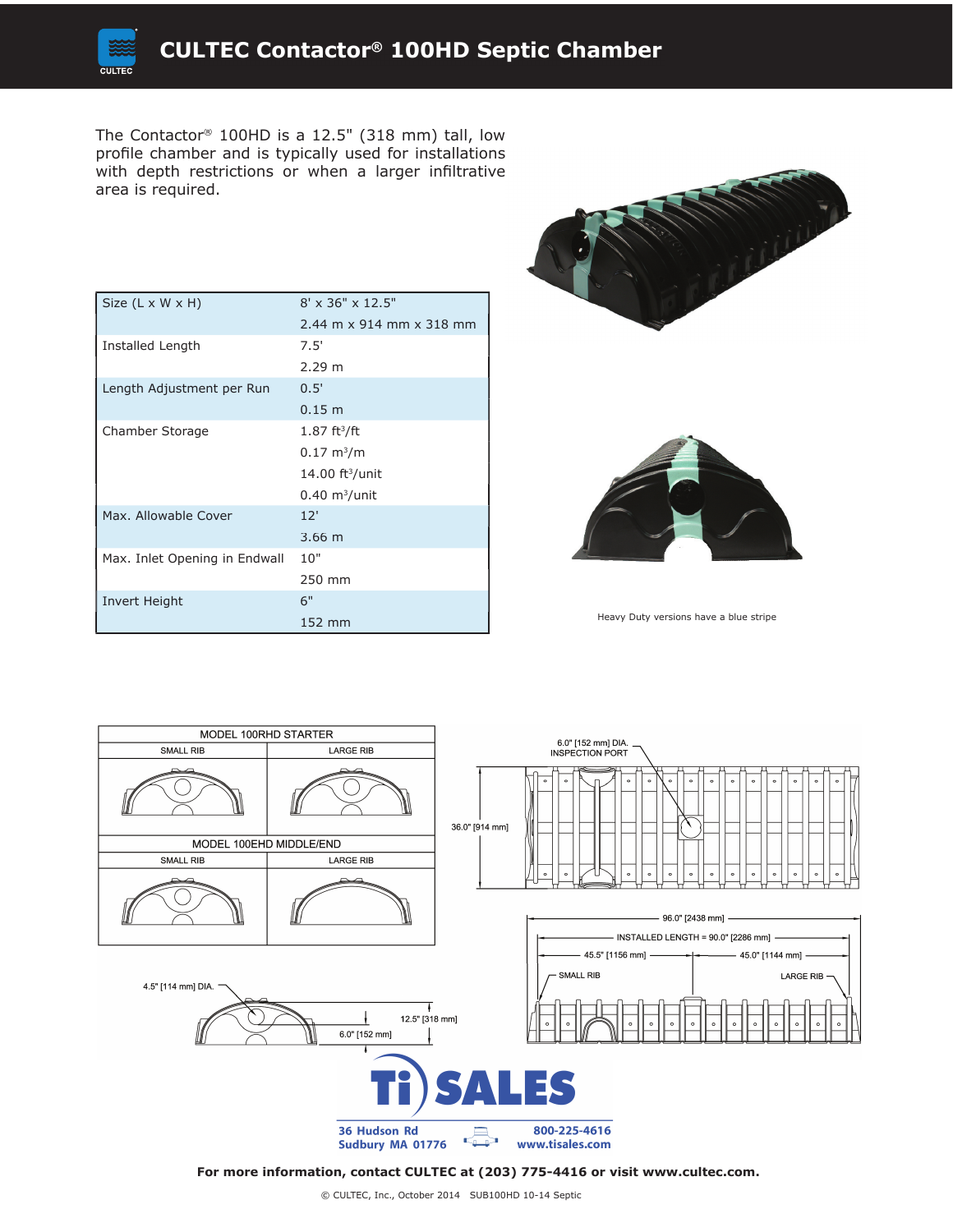# CULTEC Contactor® 100HD Septic Chamber

The Contactor® 100HD is a 12.5" (318 mm) tall, low profile chamber and is typically used for installations with depth restrictions or when a larger infiltrative area is required.

| | |
|---|---|
| Size (L x W x H) | 8' x 36" x 12.5" |
| | 2.44 m x 914 mm x 318 mm |
| Installed Length | 7.5' |
| | 2.29 m |
| Length Adjustment per Run | 0.5' |
| | 0.15 m |
| Chamber Storage | 1.87 ft³/ft |
| | 0.17 m³/m |
| | 14.00 ft³/unit |
| | 0.40 m³/unit |
| Max. Allowable Cover | 12' |
| | 3.66 m |
| Max. Inlet Opening in Endwall | 10" |
| | 250 mm |
| Invert Height | 6" |
| | 152 mm |

Heavy Duty versions have a blue stripe

MODEL 100RHD STARTER

SMALL RIB

LARGE RIB

MODEL 100EHD MIDDLE/END

SMALL RIB

LARGE RIB

6.0" [152 mm] DIA. INSPECTION PORT

36.0" [914 mm]

96.0" [2438 mm]

INSTALLED LENGTH = 90.0" [2286 mm]

45.5" [1156 mm]

45.0" [1144 mm]

SMALL RIB

LARGE RIB

4.5" [114 mm] DIA.

12.5" [318 mm]

6.0" [152 mm]

Ti SALES

36 Hudson Rd
Sudbury MA 01776

800-225-4616
www.tisales.com

**For more information, contact CULTEC at (203) 775-4416 or visit www.cultec.com.**

© CULTEC, Inc., October 2014 SUB100HD 10-14 Septic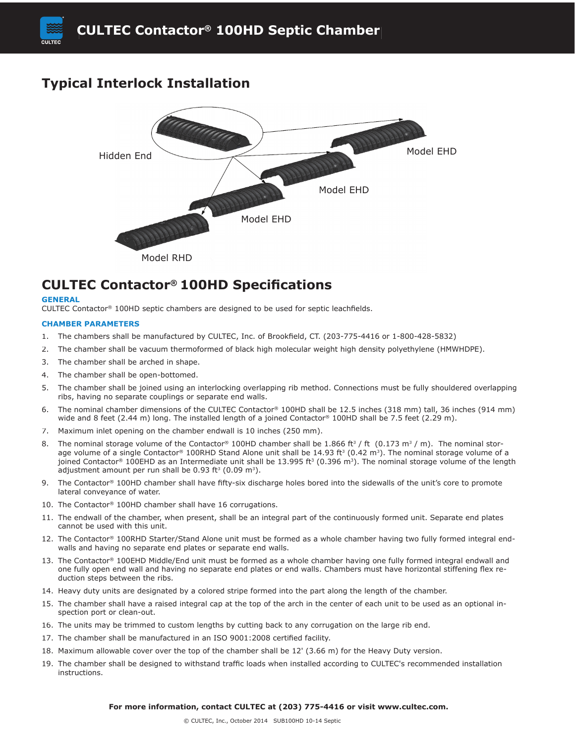# CULTEC Contactor® 100HD Septic Chamber

## Typical Interlock Installation

Hidden End

Model EHD

Model EHD

Model EHD

Model RHD

## CULTEC Contactor® 100HD Specifications

### GENERAL

CULTEC Contactor® 100HD septic chambers are designed to be used for septic leachfields.

### CHAMBER PARAMETERS

1. The chambers shall be manufactured by CULTEC, Inc. of Brookfield, CT. (203-775-4416 or 1-800-428-5832)
2. The chamber shall be vacuum thermoformed of black high molecular weight high density polyethylene (HMWHDPE).
3. The chamber shall be arched in shape.
4. The chamber shall be open-bottomed.
5. The chamber shall be joined using an interlocking overlapping rib method. Connections must be fully shouldered overlapping ribs, having no separate couplings or separate end walls.
6. The nominal chamber dimensions of the CULTEC Contactor® 100HD shall be 12.5 inches (318 mm) tall, 36 inches (914 mm) wide and 8 feet (2.44 m) long. The installed length of a joined Contactor® 100HD shall be 7.5 feet (2.29 m).
7. Maximum inlet opening on the chamber endwall is 10 inches (250 mm).
8. The nominal storage volume of the Contactor® 100HD chamber shall be 1.866 $ft^3$ / ft (0.173 $m^3$ / m). The nominal storage volume of a single Contactor® 100RHD Stand Alone unit shall be 14.93 $ft^3$ (0.42 $m^3$). The nominal storage volume of a joined Contactor® 100EHD as an Intermediate unit shall be 13.995 $ft^3$ (0.396 $m^3$). The nominal storage volume of the length adjustment amount per run shall be 0.93 $ft^3$ (0.09 $m^3$).
9. The Contactor® 100HD chamber shall have fifty-six discharge holes bored into the sidewalls of the unit's core to promote lateral conveyance of water.
10. The Contactor® 100HD chamber shall have 16 corrugations.
11. The endwall of the chamber, when present, shall be an integral part of the continuously formed unit. Separate end plates cannot be used with this unit.
12. The Contactor® 100RHD Starter/Stand Alone unit must be formed as a whole chamber having two fully formed integral endwalls and having no separate end plates or separate end walls.
13. The Contactor® 100EHD Middle/End unit must be formed as a whole chamber having one fully formed integral endwall and one fully open end wall and having no separate end plates or end walls. Chambers must have horizontal stiffening flex reduction steps between the ribs.
14. Heavy duty units are designated by a colored stripe formed into the part along the length of the chamber.
15. The chamber shall have a raised integral cap at the top of the arch in the center of each unit to be used as an optional inspection port or clean-out.
16. The units may be trimmed to custom lengths by cutting back to any corrugation on the large rib end.
17. The chamber shall be manufactured in an ISO 9001:2008 certified facility.
18. Maximum allowable cover over the top of the chamber shall be 12' (3.66 m) for the Heavy Duty version.
19. The chamber shall be designed to withstand traffic loads when installed according to CULTEC's recommended installation instructions.

**For more information, contact CULTEC at (203) 775-4416 or visit www.cultec.com.**

© CULTEC, Inc., October 2014 SUB100HD 10-14 Septic